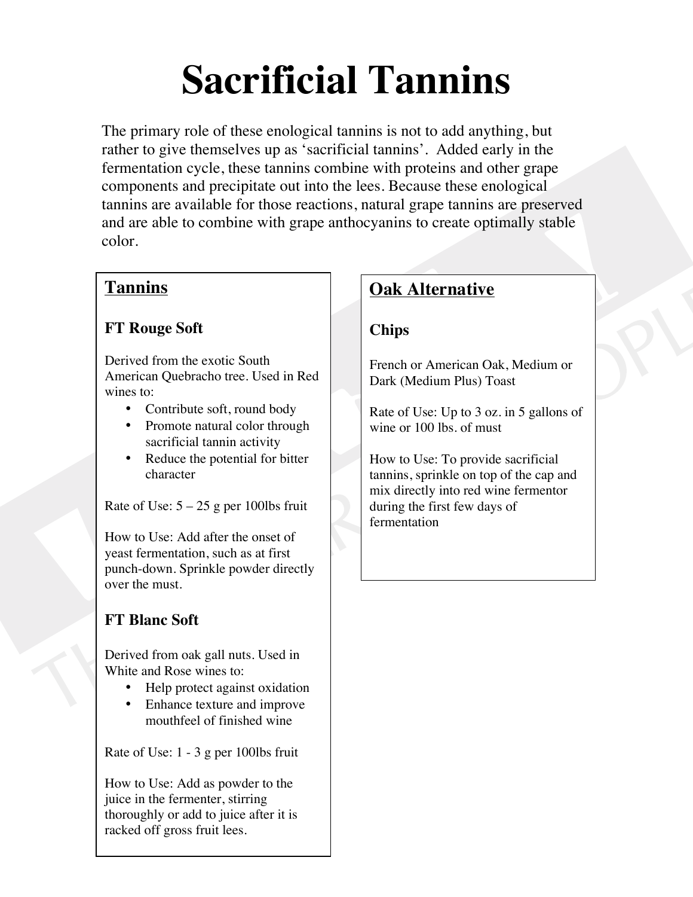# Sacrificial Tannins

The primary role of these enological tannins is not to add anything, but rather to give themselves up as 'sacrificial tannins'. Added early in the fermentation cycle, these tannins combine with proteins and other grape components and precipitate out into the lees. Because these enological tannins are available for those reactions, natural grape tannins are preserved and are able to combine with grape anthocyanins to create optimally stable color.

## Tannins

### FT Rouge Soft

Derived from the exotic South American Quebracho tree. Used in Red wines to:

- Contribute soft, round body
- Promote natural color through sacrificial tannin activity
- Reduce the potential for bitter character

Rate of Use: 5 – 25 g per 100lbs fruit

How to Use: Add after the onset of yeast fermentation, such as at first punch-down. Sprinkle powder directly over the must.

### FT Blanc Soft

Derived from oak gall nuts. Used in White and Rose wines to:

- Help protect against oxidation
- Enhance texture and improve mouthfeel of finished wine

Rate of Use: 1 - 3 g per 100lbs fruit

How to Use: Add as powder to the juice in the fermenter, stirring thoroughly or add to juice after it is racked off gross fruit lees.

## Oak Alternative

### Chips

French or American Oak, Medium or Dark (Medium Plus) Toast

Rate of Use: Up to 3 oz. in 5 gallons of wine or 100 lbs. of must

How to Use: To provide sacrificial tannins, sprinkle on top of the cap and mix directly into red wine fermentor during the first few days of fermentation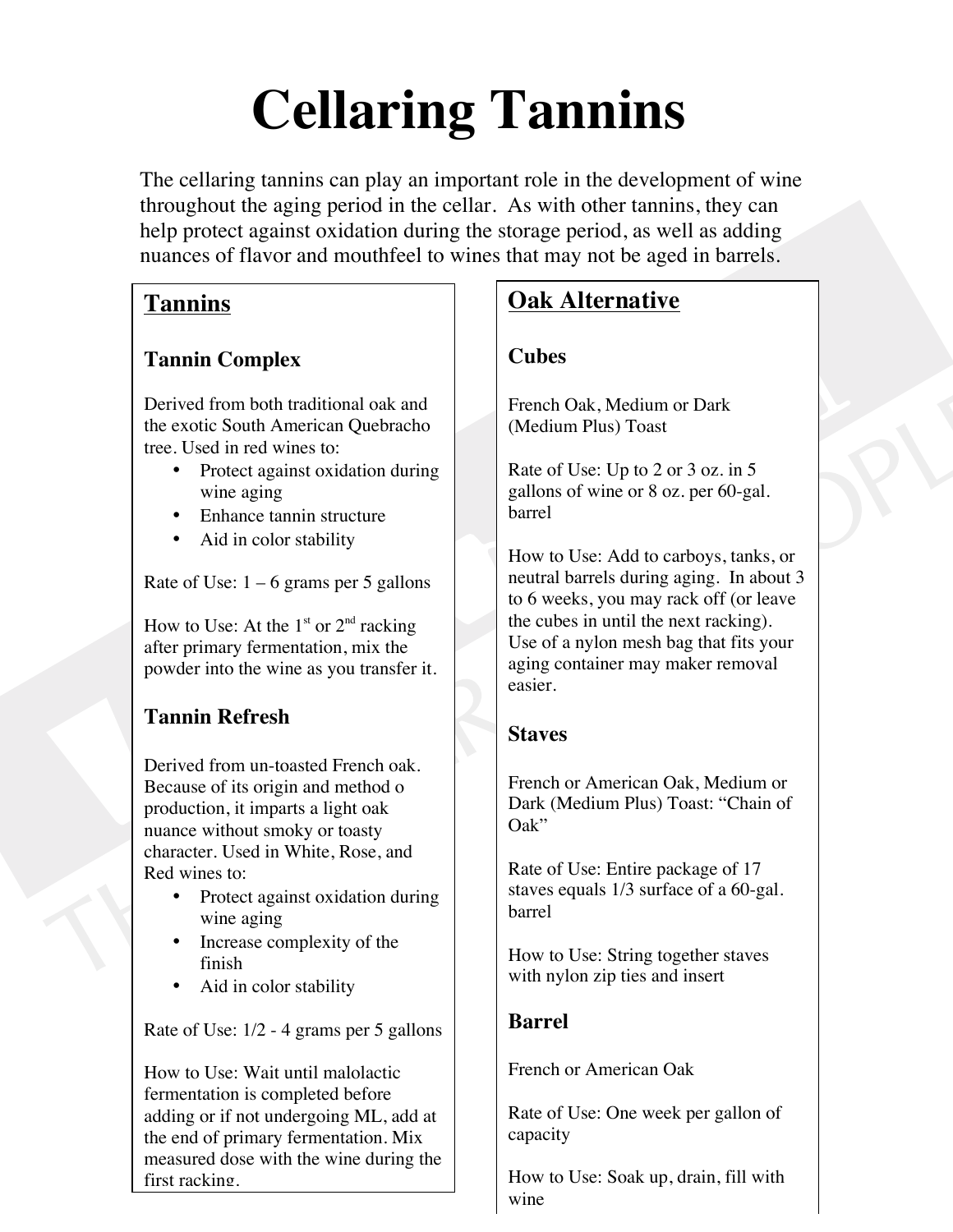# Cellaring Tannins

The cellaring tannins can play an important role in the development of wine throughout the aging period in the cellar. As with other tannins, they can help protect against oxidation during the storage period, as well as adding nuances of flavor and mouthfeel to wines that may not be aged in barrels.

## Tannins

### Tannin Complex

Derived from both traditional oak and the exotic South American Quebracho tree. Used in red wines to:

- Protect against oxidation during wine aging
- Enhance tannin structure
- Aid in color stability

Rate of Use: 1 – 6 grams per 5 gallons

How to Use: At the 1st or 2nd racking after primary fermentation, mix the powder into the wine as you transfer it.

### Tannin Refresh

Derived from un-toasted French oak. Because of its origin and method o production, it imparts a light oak nuance without smoky or toasty character. Used in White, Rose, and Red wines to:

- Protect against oxidation during wine aging
- Increase complexity of the finish
- Aid in color stability

Rate of Use: 1/2 - 4 grams per 5 gallons

How to Use: Wait until malolactic fermentation is completed before adding or if not undergoing ML, add at the end of primary fermentation. Mix measured dose with the wine during the first racking.

## Oak Alternative

### Cubes

French Oak, Medium or Dark (Medium Plus) Toast

Rate of Use: Up to 2 or 3 oz. in 5 gallons of wine or 8 oz. per 60-gal. barrel

How to Use: Add to carboys, tanks, or neutral barrels during aging. In about 3 to 6 weeks, you may rack off (or leave the cubes in until the next racking). Use of a nylon mesh bag that fits your aging container may maker removal easier.

### Staves

French or American Oak, Medium or Dark (Medium Plus) Toast: "Chain of Oak"

Rate of Use: Entire package of 17 staves equals 1/3 surface of a 60-gal. barrel

How to Use: String together staves with nylon zip ties and insert

### Barrel

French or American Oak

Rate of Use: One week per gallon of capacity

How to Use: Soak up, drain, fill with wine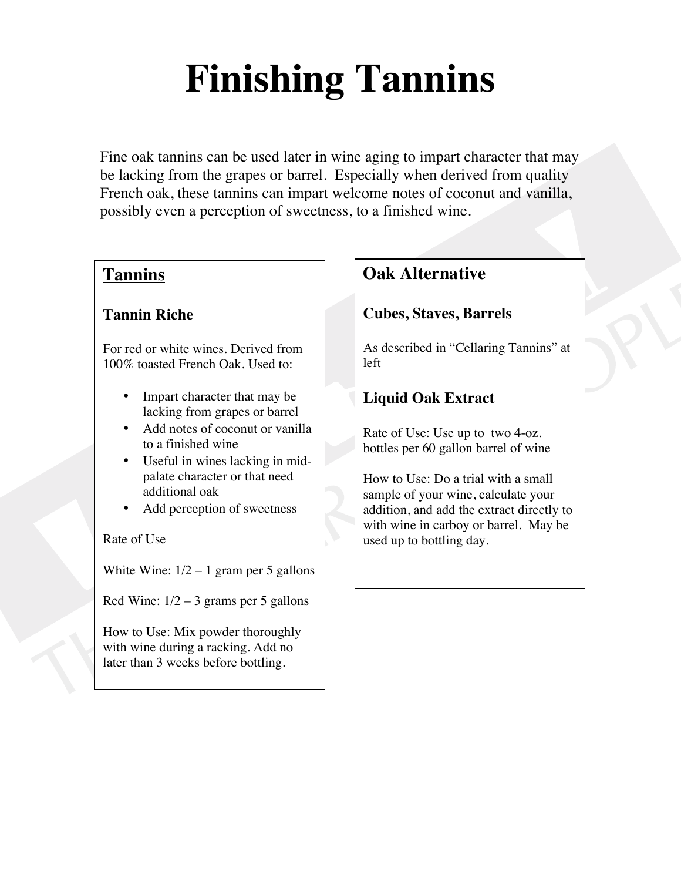# Finishing Tannins

Fine oak tannins can be used later in wine aging to impart character that may be lacking from the grapes or barrel. Especially when derived from quality French oak, these tannins can impart welcome notes of coconut and vanilla, possibly even a perception of sweetness, to a finished wine.

## Tannins

### Tannin Riche

For red or white wines. Derived from 100% toasted French Oak. Used to:

- Impart character that may be lacking from grapes or barrel
- Add notes of coconut or vanilla to a finished wine
- Useful in wines lacking in mid-palate character or that need additional oak
- Add perception of sweetness

Rate of Use

White Wine: 1/2 – 1 gram per 5 gallons

Red Wine: 1/2 – 3 grams per 5 gallons

How to Use: Mix powder thoroughly with wine during a racking. Add no later than 3 weeks before bottling.

## Oak Alternative

### Cubes, Staves, Barrels

As described in "Cellaring Tannins" at left

### Liquid Oak Extract

Rate of Use: Use up to two 4-oz. bottles per 60 gallon barrel of wine

How to Use: Do a trial with a small sample of your wine, calculate your addition, and add the extract directly to with wine in carboy or barrel. May be used up to bottling day.